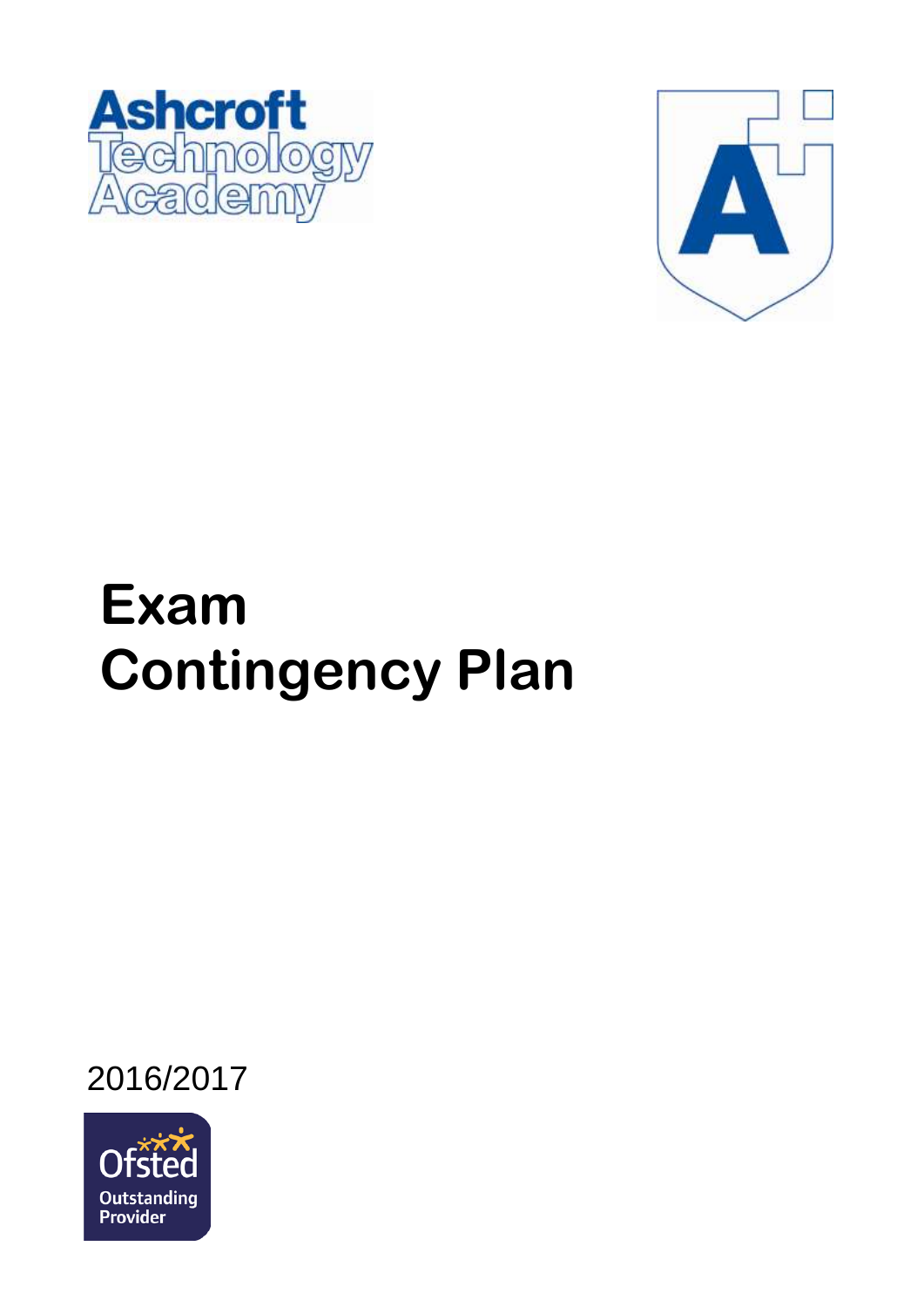Ashcroft Technology Academy

# Exam Contingency Plan

2016/2017

Ofsted Outstanding Provider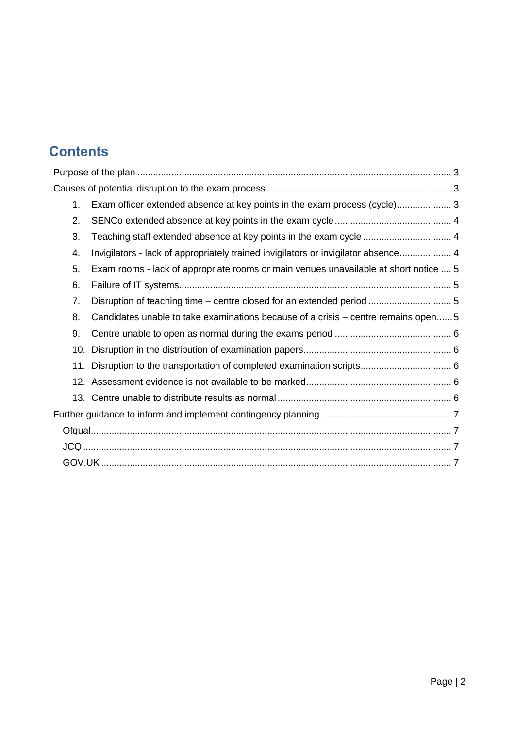## Contents

- Purpose of the plan ... 3
- Causes of potential disruption to the exam process ... 3
  1. Exam officer extended absence at key points in the exam process (cycle) ... 3
  2. SENCo extended absence at key points in the exam cycle ... 4
  3. Teaching staff extended absence at key points in the exam cycle ... 4
  4. Invigilators - lack of appropriately trained invigilators or invigilator absence ... 4
  5. Exam rooms - lack of appropriate rooms or main venues unavailable at short notice ... 5
  6. Failure of IT systems ... 5
  7. Disruption of teaching time – centre closed for an extended period ... 5
  8. Candidates unable to take examinations because of a crisis – centre remains open ... 5
  9. Centre unable to open as normal during the exams period ... 6
  10. Disruption in the distribution of examination papers ... 6
  11. Disruption to the transportation of completed examination scripts ... 6
  12. Assessment evidence is not available to be marked ... 6
  13. Centre unable to distribute results as normal ... 6
- Further guidance to inform and implement contingency planning ... 7
  - Ofqual ... 7
  - JCQ ... 7
  - GOV.UK ... 7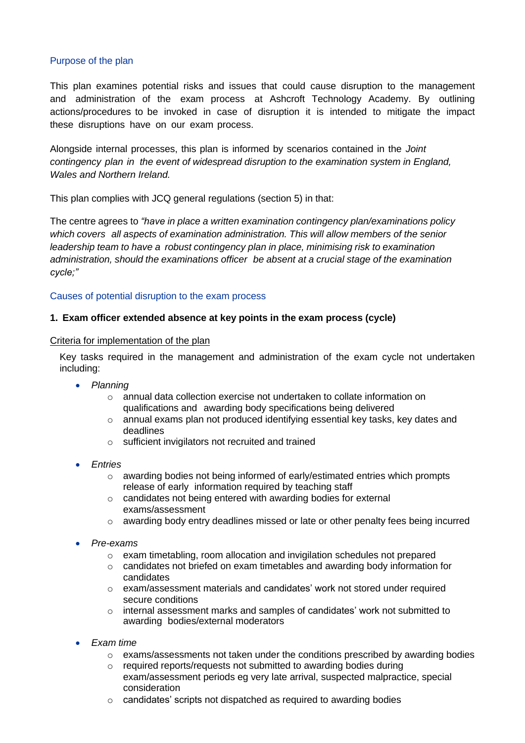## Purpose of the plan

This plan examines potential risks and issues that could cause disruption to the management and administration of the exam process at Ashcroft Technology Academy. By outlining actions/procedures to be invoked in case of disruption it is intended to mitigate the impact these disruptions have on our exam process.

Alongside internal processes, this plan is informed by scenarios contained in the *Joint contingency plan in the event of widespread disruption to the examination system in England, Wales and Northern Ireland.*

This plan complies with JCQ general regulations (section 5) in that:

The centre agrees to *"have in place a written examination contingency plan/examinations policy which covers all aspects of examination administration. This will allow members of the senior leadership team to have a robust contingency plan in place, minimising risk to examination administration, should the examinations officer be absent at a crucial stage of the examination cycle;"*

## Causes of potential disruption to the exam process

### 1. Exam officer extended absence at key points in the exam process (cycle)

Criteria for implementation of the plan

Key tasks required in the management and administration of the exam cycle not undertaken including:

- *Planning*
    - annual data collection exercise not undertaken to collate information on qualifications and awarding body specifications being delivered
    - annual exams plan not produced identifying essential key tasks, key dates and deadlines
    - sufficient invigilators not recruited and trained
- *Entries*
    - awarding bodies not being informed of early/estimated entries which prompts release of early information required by teaching staff
    - candidates not being entered with awarding bodies for external exams/assessment
    - awarding body entry deadlines missed or late or other penalty fees being incurred
- *Pre-exams*
    - exam timetabling, room allocation and invigilation schedules not prepared
    - candidates not briefed on exam timetables and awarding body information for candidates
    - exam/assessment materials and candidates' work not stored under required secure conditions
    - internal assessment marks and samples of candidates' work not submitted to awarding bodies/external moderators
- *Exam time*
    - exams/assessments not taken under the conditions prescribed by awarding bodies
    - required reports/requests not submitted to awarding bodies during exam/assessment periods eg very late arrival, suspected malpractice, special consideration
    - candidates' scripts not dispatched as required to awarding bodies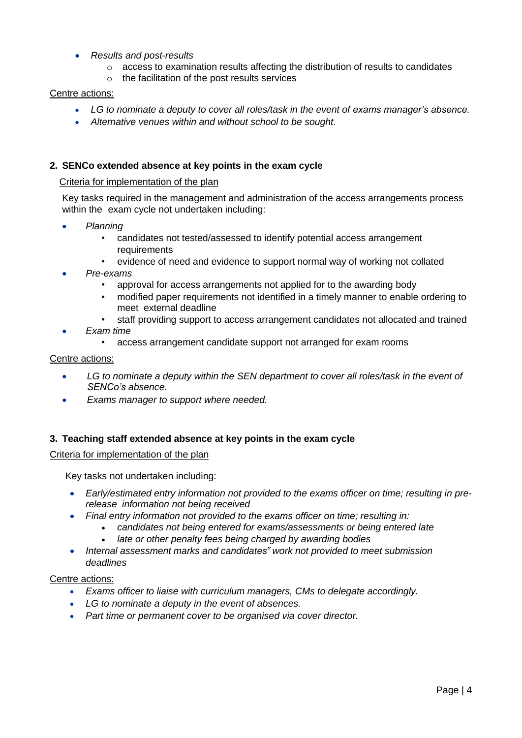- *Results and post-results*
    - access to examination results affecting the distribution of results to candidates
    - the facilitation of the post results services

Centre actions:

- *LG to nominate a deputy to cover all roles/task in the event of exams manager's absence.*
- *Alternative venues within and without school to be sought.*

**2. SENCo extended absence at key points in the exam cycle**

Criteria for implementation of the plan

Key tasks required in the management and administration of the access arrangements process within the exam cycle not undertaken including:

- *Planning*
    - candidates not tested/assessed to identify potential access arrangement requirements
    - evidence of need and evidence to support normal way of working not collated
- *Pre-exams*
    - approval for access arrangements not applied for to the awarding body
    - modified paper requirements not identified in a timely manner to enable ordering to meet external deadline
    - staff providing support to access arrangement candidates not allocated and trained
- *Exam time*
    - access arrangement candidate support not arranged for exam rooms

Centre actions:

- *LG to nominate a deputy within the SEN department to cover all roles/task in the event of SENCo's absence.*
- *Exams manager to support where needed.*

**3. Teaching staff extended absence at key points in the exam cycle**

Criteria for implementation of the plan

Key tasks not undertaken including:

- *Early/estimated entry information not provided to the exams officer on time; resulting in pre-release information not being received*
- *Final entry information not provided to the exams officer on time; resulting in:*
    - *candidates not being entered for exams/assessments or being entered late*
    - *late or other penalty fees being charged by awarding bodies*
- *Internal assessment marks and candidates" work not provided to meet submission deadlines*

Centre actions:

- *Exams officer to liaise with curriculum managers, CMs to delegate accordingly.*
- *LG to nominate a deputy in the event of absences.*
- *Part time or permanent cover to be organised via cover director.*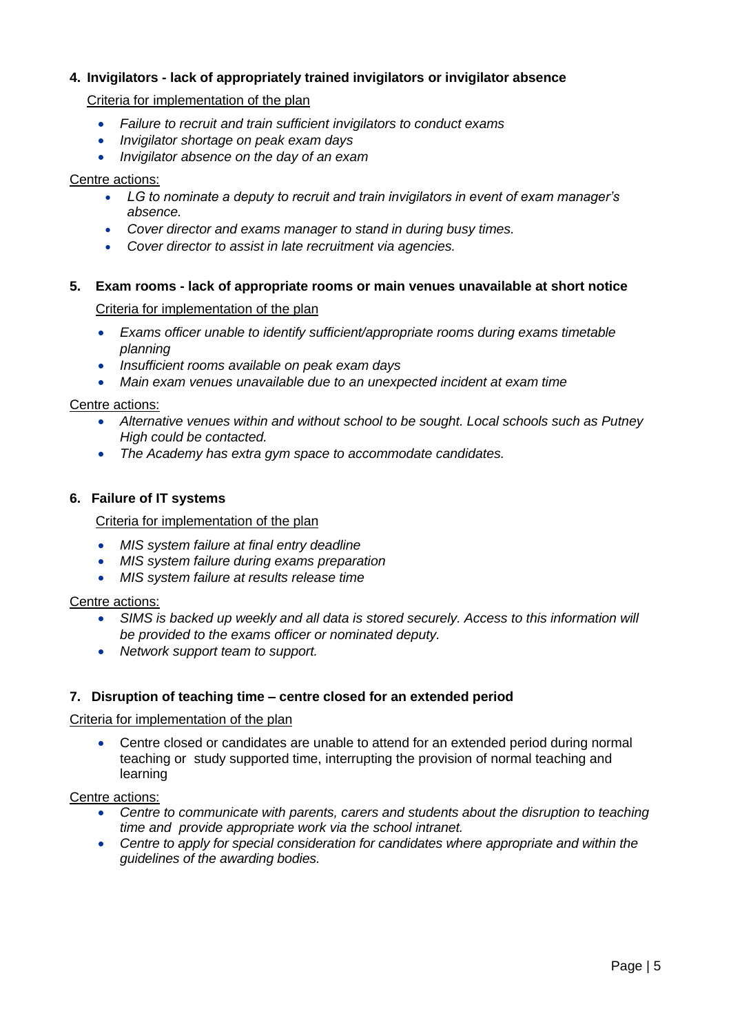### 4. Invigilators - lack of appropriately trained invigilators or invigilator absence

Criteria for implementation of the plan

- *Failure to recruit and train sufficient invigilators to conduct exams*
- *Invigilator shortage on peak exam days*
- *Invigilator absence on the day of an exam*

Centre actions:

- *LG to nominate a deputy to recruit and train invigilators in event of exam manager's absence.*
- *Cover director and exams manager to stand in during busy times.*
- *Cover director to assist in late recruitment via agencies.*

### 5. Exam rooms - lack of appropriate rooms or main venues unavailable at short notice

Criteria for implementation of the plan

- *Exams officer unable to identify sufficient/appropriate rooms during exams timetable planning*
- *Insufficient rooms available on peak exam days*
- *Main exam venues unavailable due to an unexpected incident at exam time*

Centre actions:

- *Alternative venues within and without school to be sought. Local schools such as Putney High could be contacted.*
- *The Academy has extra gym space to accommodate candidates.*

### 6. Failure of IT systems

Criteria for implementation of the plan

- *MIS system failure at final entry deadline*
- *MIS system failure during exams preparation*
- *MIS system failure at results release time*

Centre actions:

- *SIMS is backed up weekly and all data is stored securely. Access to this information will be provided to the exams officer or nominated deputy.*
- *Network support team to support.*

### 7. Disruption of teaching time – centre closed for an extended period

Criteria for implementation of the plan

- Centre closed or candidates are unable to attend for an extended period during normal teaching or study supported time, interrupting the provision of normal teaching and learning

Centre actions:

- *Centre to communicate with parents, carers and students about the disruption to teaching time and provide appropriate work via the school intranet.*
- *Centre to apply for special consideration for candidates where appropriate and within the guidelines of the awarding bodies.*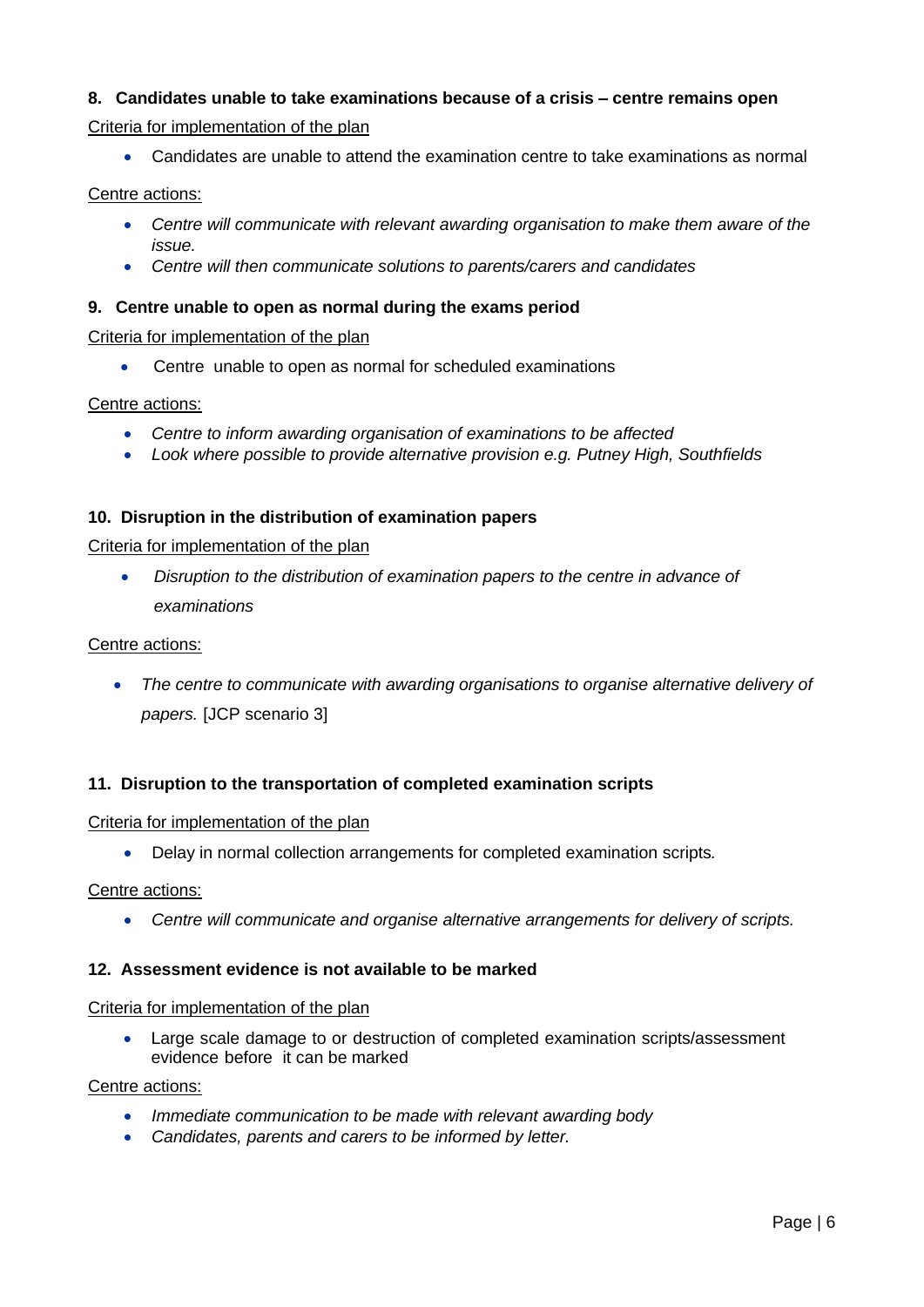### 8. Candidates unable to take examinations because of a crisis – centre remains open

Criteria for implementation of the plan

- Candidates are unable to attend the examination centre to take examinations as normal

Centre actions:

- *Centre will communicate with relevant awarding organisation to make them aware of the issue.*
- *Centre will then communicate solutions to parents/carers and candidates*

### 9. Centre unable to open as normal during the exams period

Criteria for implementation of the plan

- Centre unable to open as normal for scheduled examinations

Centre actions:

- *Centre to inform awarding organisation of examinations to be affected*
- *Look where possible to provide alternative provision e.g. Putney High, Southfields*

### 10. Disruption in the distribution of examination papers

Criteria for implementation of the plan

- *Disruption to the distribution of examination papers to the centre in advance of examinations*

Centre actions:

- *The centre to communicate with awarding organisations to organise alternative delivery of papers.* [JCP scenario 3]

### 11. Disruption to the transportation of completed examination scripts

Criteria for implementation of the plan

- Delay in normal collection arrangements for completed examination scripts*.*

Centre actions:

- *Centre will communicate and organise alternative arrangements for delivery of scripts.*

### 12. Assessment evidence is not available to be marked

Criteria for implementation of the plan

- Large scale damage to or destruction of completed examination scripts/assessment evidence before it can be marked

Centre actions:

- *Immediate communication to be made with relevant awarding body*
- *Candidates, parents and carers to be informed by letter.*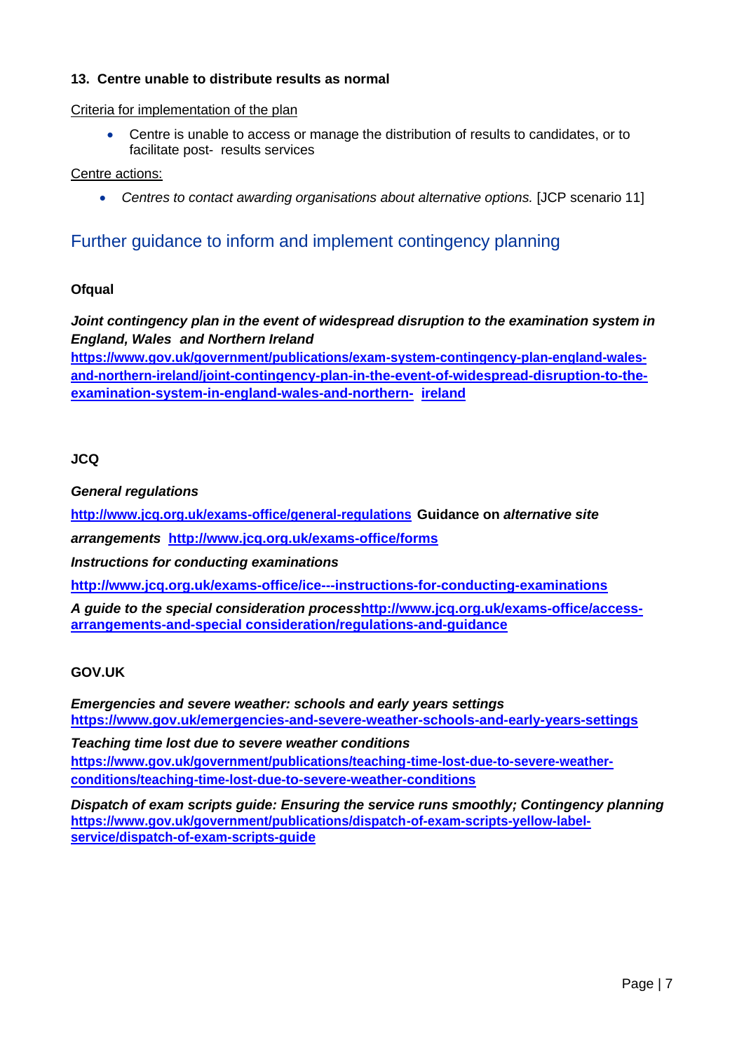### 13. Centre unable to distribute results as normal

Criteria for implementation of the plan

- Centre is unable to access or manage the distribution of results to candidates, or to facilitate post- results services

Centre actions:

- *Centres to contact awarding organisations about alternative options.* [JCP scenario 11]

## Further guidance to inform and implement contingency planning

**Ofqual**

***Joint contingency plan in the event of widespread disruption to the examination system in England, Wales and Northern Ireland***
**https://www.gov.uk/government/publications/exam-system-contingency-plan-england-wales-and-northern-ireland/joint-contingency-plan-in-the-event-of-widespread-disruption-to-the-examination-system-in-england-wales-and-northern- ireland**

**JCQ**

***General regulations***

**http://www.jcq.org.uk/exams-office/general-regulations** **Guidance on *alternative site arrangements*** **http://www.jcq.org.uk/exams-office/forms**

***Instructions for conducting examinations***

**http://www.jcq.org.uk/exams-office/ice---instructions-for-conducting-examinations**

***A guide to the special consideration process*****http://www.jcq.org.uk/exams-office/access-arrangements-and-special consideration/regulations-and-guidance**

**GOV.UK**

***Emergencies and severe weather: schools and early years settings***
**https://www.gov.uk/emergencies-and-severe-weather-schools-and-early-years-settings**

***Teaching time lost due to severe weather conditions***
**https://www.gov.uk/government/publications/teaching-time-lost-due-to-severe-weather-conditions/teaching-time-lost-due-to-severe-weather-conditions**

***Dispatch of exam scripts guide: Ensuring the service runs smoothly; Contingency planning***
**https://www.gov.uk/government/publications/dispatch-of-exam-scripts-yellow-label-service/dispatch-of-exam-scripts-guide**